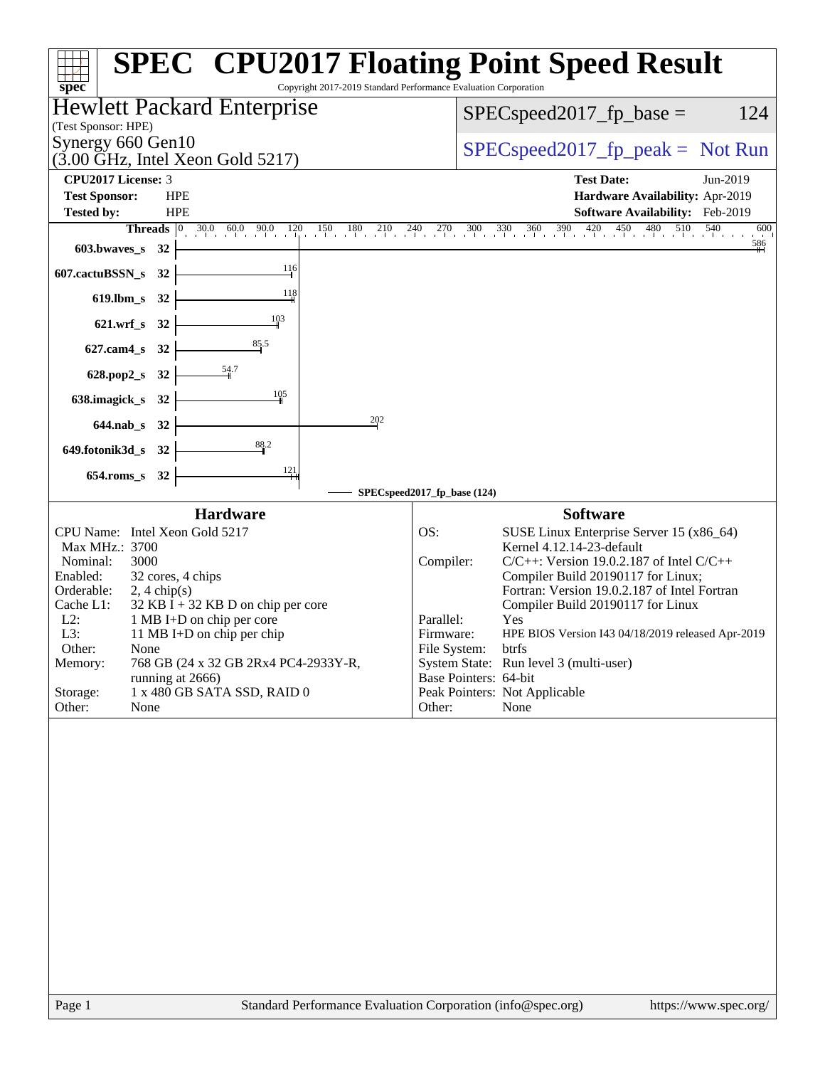# SPEC CPU2017 Floating Point Speed Result

Copyright 2017-2019 Standard Performance Evaluation Corporation

## Hewlett Packard Enterprise

(Test Sponsor: HPE)

Synergy 660 Gen10
(3.00 GHz, Intel Xeon Gold 5217)

SPECspeed2017_fp_base = 124

SPECspeed2017_fp_peak = Not Run

| | | | |
|---|---|---|---|
| **CPU2017 License:** | 3 | **Test Date:** | Jun-2019 |
| **Test Sponsor:** | HPE | **Hardware Availability:** | Apr-2019 |
| **Tested by:** | HPE | **Software Availability:** | Feb-2019 |

| Benchmark | Threads | Base Ratio |
|---|---|---|
| 603.bwaves_s | 32 | 586 |
| 607.cactuBSSN_s | 32 | 116 |
| 619.lbm_s | 32 | 118 |
| 621.wrf_s | 32 | 103 |
| 627.cam4_s | 32 | 85.5 |
| 628.pop2_s | 32 | 54.7 |
| 638.imagick_s | 32 | 105 |
| 644.nab_s | 32 | 202 |
| 649.fotonik3d_s | 32 | 88.2 |
| 654.roms_s | 32 | 121 |

SPECspeed2017_fp_base (124)

### Hardware

| | |
|---|---|
| CPU Name: | Intel Xeon Gold 5217 |
| Max MHz.: | 3700 |
| Nominal: | 3000 |
| Enabled: | 32 cores, 4 chips |
| Orderable: | 2, 4 chip(s) |
| Cache L1: | 32 KB I + 32 KB D on chip per core |
| L2: | 1 MB I+D on chip per core |
| L3: | 11 MB I+D on chip per chip |
| Other: | None |
| Memory: | 768 GB (24 x 32 GB 2Rx4 PC4-2933Y-R, running at 2666) |
| Storage: | 1 x 480 GB SATA SSD, RAID 0 |
| Other: | None |

### Software

| | |
|---|---|
| OS: | SUSE Linux Enterprise Server 15 (x86_64) Kernel 4.12.14-23-default |
| Compiler: | C/C++: Version 19.0.2.187 of Intel C/C++ Compiler Build 20190117 for Linux; Fortran: Version 19.0.2.187 of Intel Fortran Compiler Build 20190117 for Linux |
| Parallel: | Yes |
| Firmware: | HPE BIOS Version I43 04/18/2019 released Apr-2019 |
| File System: | btrfs |
| System State: | Run level 3 (multi-user) |
| Base Pointers: | 64-bit |
| Peak Pointers: | Not Applicable |
| Other: | None |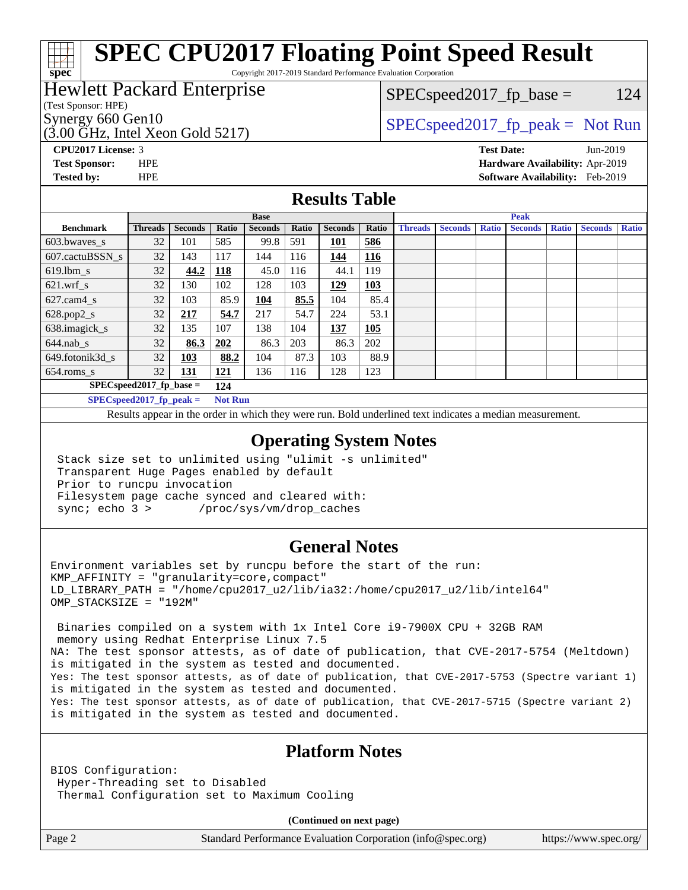# SPEC CPU2017 Floating Point Speed Result

Copyright 2017-2019 Standard Performance Evaluation Corporation

**Hewlett Packard Enterprise**
(Test Sponsor: HPE)
Synergy 660 Gen10
(3.00 GHz, Intel Xeon Gold 5217)

SPECspeed2017_fp_base = 124

SPECspeed2017_fp_peak = Not Run

**CPU2017 License:** 3
**Test Sponsor:** HPE
**Tested by:** HPE

**Test Date:** Jun-2019
**Hardware Availability:** Apr-2019
**Software Availability:** Feb-2019

## Results Table

| Benchmark | Base | | | | | | | Peak | | | | | | |
|---|---|---|---|---|---|---|---|---|---|---|---|---|---|---|
| | Threads | Seconds | Ratio | Seconds | Ratio | Seconds | Ratio | Threads | Seconds | Ratio | Seconds | Ratio | Seconds | Ratio |
| 603.bwaves_s | 32 | 101 | 585 | 99.8 | 591 | **101** | **586** | | | | | | | |
| 607.cactuBSSN_s | 32 | 143 | 117 | 144 | 116 | **144** | **116** | | | | | | | |
| 619.lbm_s | 32 | **44.2** | **118** | 45.0 | 116 | 44.1 | 119 | | | | | | | |
| 621.wrf_s | 32 | 130 | 102 | 128 | 103 | **129** | **103** | | | | | | | |
| 627.cam4_s | 32 | 103 | 85.9 | **104** | **85.5** | 104 | 85.4 | | | | | | | |
| 628.pop2_s | 32 | **217** | **54.7** | 217 | 54.7 | 224 | 53.1 | | | | | | | |
| 638.imagick_s | 32 | 135 | 107 | 138 | 104 | **137** | **105** | | | | | | | |
| 644.nab_s | 32 | **86.3** | **202** | 86.3 | 203 | 86.3 | 202 | | | | | | | |
| 649.fotonik3d_s | 32 | **103** | **88.2** | 104 | 87.3 | 103 | 88.9 | | | | | | | |
| 654.roms_s | 32 | **131** | **121** | 136 | 116 | 128 | 123 | | | | | | | |

SPECspeed2017_fp_base = **124**

SPECspeed2017_fp_peak = **Not Run**

Results appear in the order in which they were run. Bold underlined text indicates a median measurement.

## Operating System Notes

```
Stack size set to unlimited using "ulimit -s unlimited"
Transparent Huge Pages enabled by default
Prior to runcpu invocation
Filesystem page cache synced and cleared with:
sync; echo 3 >       /proc/sys/vm/drop_caches
```

## General Notes

```
Environment variables set by runcpu before the start of the run:
KMP_AFFINITY = "granularity=core,compact"
LD_LIBRARY_PATH = "/home/cpu2017_u2/lib/ia32:/home/cpu2017_u2/lib/intel64"
OMP_STACKSIZE = "192M"

 Binaries compiled on a system with 1x Intel Core i9-7900X CPU + 32GB RAM
 memory using Redhat Enterprise Linux 7.5
NA: The test sponsor attests, as of date of publication, that CVE-2017-5754 (Meltdown)
is mitigated in the system as tested and documented.
Yes: The test sponsor attests, as of date of publication, that CVE-2017-5753 (Spectre variant 1)
is mitigated in the system as tested and documented.
Yes: The test sponsor attests, as of date of publication, that CVE-2017-5715 (Spectre variant 2)
is mitigated in the system as tested and documented.
```

## Platform Notes

```
BIOS Configuration:
 Hyper-Threading set to Disabled
 Thermal Configuration set to Maximum Cooling
```

**(Continued on next page)**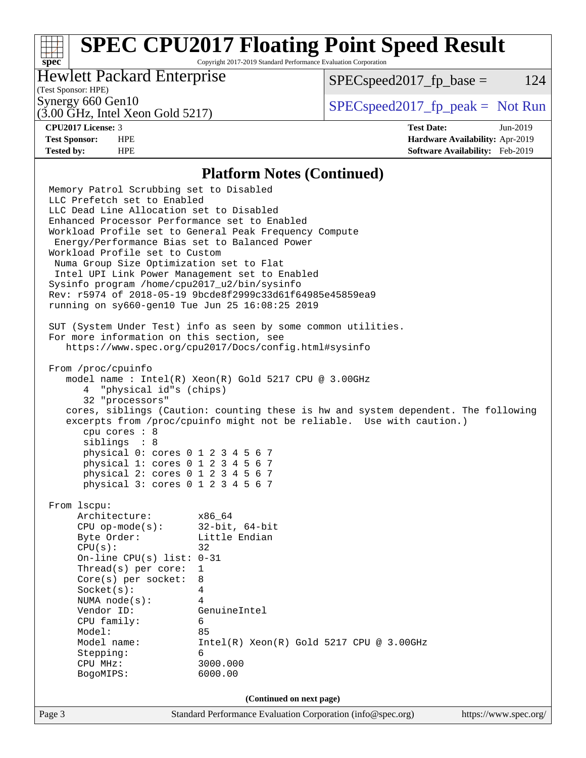## Platform Notes (Continued)

```
Memory Patrol Scrubbing set to Disabled
LLC Prefetch set to Enabled
LLC Dead Line Allocation set to Disabled
Enhanced Processor Performance set to Enabled
Workload Profile set to General Peak Frequency Compute
 Energy/Performance Bias set to Balanced Power
Workload Profile set to Custom
 Numa Group Size Optimization set to Flat
 Intel UPI Link Power Management set to Enabled
Sysinfo program /home/cpu2017_u2/bin/sysinfo
Rev: r5974 of 2018-05-19 9bcde8f2999c33d61f64985e45859ea9
running on sy660-gen10 Tue Jun 25 16:08:25 2019

SUT (System Under Test) info as seen by some common utilities.
For more information on this section, see
   https://www.spec.org/cpu2017/Docs/config.html#sysinfo

From /proc/cpuinfo
   model name : Intel(R) Xeon(R) Gold 5217 CPU @ 3.00GHz
      4  "physical id"s (chips)
      32 "processors"
   cores, siblings (Caution: counting these is hw and system dependent. The following
   excerpts from /proc/cpuinfo might not be reliable.  Use with caution.)
      cpu cores : 8
      siblings  : 8
      physical 0: cores 0 1 2 3 4 5 6 7
      physical 1: cores 0 1 2 3 4 5 6 7
      physical 2: cores 0 1 2 3 4 5 6 7
      physical 3: cores 0 1 2 3 4 5 6 7

From lscpu:
     Architecture:        x86_64
     CPU op-mode(s):      32-bit, 64-bit
     Byte Order:          Little Endian
     CPU(s):              32
     On-line CPU(s) list: 0-31
     Thread(s) per core:  1
     Core(s) per socket:  8
     Socket(s):           4
     NUMA node(s):        4
     Vendor ID:           GenuineIntel
     CPU family:          6
     Model:               85
     Model name:          Intel(R) Xeon(R) Gold 5217 CPU @ 3.00GHz
     Stepping:            6
     CPU MHz:             3000.000
     BogoMIPS:            6000.00
```

(Continued on next page)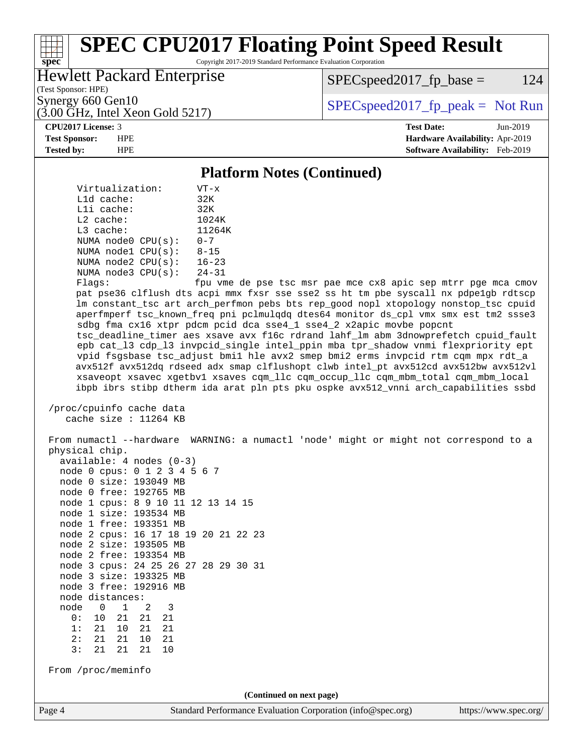## Platform Notes (Continued)

```
      Virtualization:      VT-x
      L1d cache:           32K
      L1i cache:           32K
      L2 cache:            1024K
      L3 cache:            11264K
      NUMA node0 CPU(s):   0-7
      NUMA node1 CPU(s):   8-15
      NUMA node2 CPU(s):   16-23
      NUMA node3 CPU(s):   24-31
      Flags:               fpu vme de pse tsc msr pae mce cx8 apic sep mtrr pge mca cmov
      pat pse36 clflush dts acpi mmx fxsr sse sse2 ss ht tm pbe syscall nx pdpe1gb rdtscp
      lm constant_tsc art arch_perfmon pebs bts rep_good nopl xtopology nonstop_tsc cpuid
      aperfmperf tsc_known_freq pni pclmulqdq dtes64 monitor ds_cpl vmx smx est tm2 ssse3
      sdbg fma cx16 xtpr pdcm pcid dca sse4_1 sse4_2 x2apic movbe popcnt
      tsc_deadline_timer aes xsave avx f16c rdrand lahf_lm abm 3dnowprefetch cpuid_fault
      epb cat_l3 cdp_l3 invpcid_single intel_ppin mba tpr_shadow vnmi flexpriority ept
      vpid fsgsbase tsc_adjust bmi1 hle avx2 smep bmi2 erms invpcid rtm cqm mpx rdt_a
      avx512f avx512dq rdseed adx smap clflushopt clwb intel_pt avx512cd avx512bw avx512vl
      xsaveopt xsavec xgetbv1 xsaves cqm_llc cqm_occup_llc cqm_mbm_total cqm_mbm_local
      ibpb ibrs stibp dtherm ida arat pln pts pku ospke avx512_vnni arch_capabilities ssbd

 /proc/cpuinfo cache data
    cache size : 11264 KB

 From numactl --hardware  WARNING: a numactl 'node' might or might not correspond to a
 physical chip.
   available: 4 nodes (0-3)
   node 0 cpus: 0 1 2 3 4 5 6 7
   node 0 size: 193049 MB
   node 0 free: 192765 MB
   node 1 cpus: 8 9 10 11 12 13 14 15
   node 1 size: 193534 MB
   node 1 free: 193351 MB
   node 2 cpus: 16 17 18 19 20 21 22 23
   node 2 size: 193505 MB
   node 2 free: 193354 MB
   node 3 cpus: 24 25 26 27 28 29 30 31
   node 3 size: 193325 MB
   node 3 free: 192916 MB
   node distances:
   node   0   1   2   3
     0:  10  21  21  21
     1:  21  10  21  21
     2:  21  21  10  21
     3:  21  21  21  10

 From /proc/meminfo
```

**(Continued on next page)**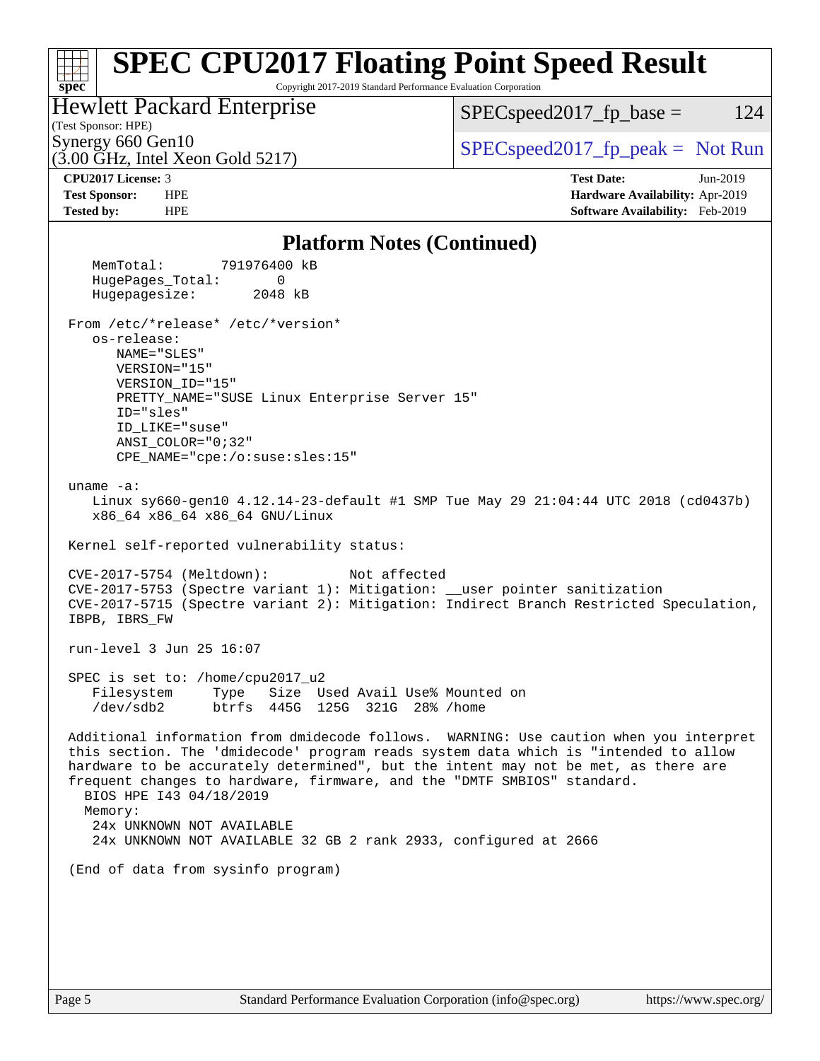# SPEC CPU2017 Floating Point Speed Result

Copyright 2017-2019 Standard Performance Evaluation Corporation

**Hewlett Packard Enterprise**
(Test Sponsor: HPE)
Synergy 660 Gen10
(3.00 GHz, Intel Xeon Gold 5217)

SPECspeed2017_fp_base = 124

SPECspeed2017_fp_peak = Not Run

**CPU2017 License:** 3
**Test Sponsor:** HPE
**Tested by:** HPE

**Test Date:** Jun-2019
**Hardware Availability:** Apr-2019
**Software Availability:** Feb-2019

## Platform Notes (Continued)

```
    MemTotal:       791976400 kB
    HugePages_Total:       0
    Hugepagesize:       2048 kB

 From /etc/*release* /etc/*version*
    os-release:
       NAME="SLES"
       VERSION="15"
       VERSION_ID="15"
       PRETTY_NAME="SUSE Linux Enterprise Server 15"
       ID="sles"
       ID_LIKE="suse"
       ANSI_COLOR="0;32"
       CPE_NAME="cpe:/o:suse:sles:15"

 uname -a:
    Linux sy660-gen10 4.12.14-23-default #1 SMP Tue May 29 21:04:44 UTC 2018 (cd0437b)
    x86_64 x86_64 x86_64 GNU/Linux

 Kernel self-reported vulnerability status:

 CVE-2017-5754 (Meltdown):          Not affected
 CVE-2017-5753 (Spectre variant 1): Mitigation: __user pointer sanitization
 CVE-2017-5715 (Spectre variant 2): Mitigation: Indirect Branch Restricted Speculation,
 IBPB, IBRS_FW

 run-level 3 Jun 25 16:07

 SPEC is set to: /home/cpu2017_u2
    Filesystem     Type   Size  Used Avail Use% Mounted on
    /dev/sdb2      btrfs  445G  125G  321G  28% /home

 Additional information from dmidecode follows.  WARNING: Use caution when you interpret
 this section. The 'dmidecode' program reads system data which is "intended to allow
 hardware to be accurately determined", but the intent may not be met, as there are
 frequent changes to hardware, firmware, and the "DMTF SMBIOS" standard.
   BIOS HPE I43 04/18/2019
   Memory:
    24x UNKNOWN NOT AVAILABLE
    24x UNKNOWN NOT AVAILABLE 32 GB 2 rank 2933, configured at 2666

 (End of data from sysinfo program)
```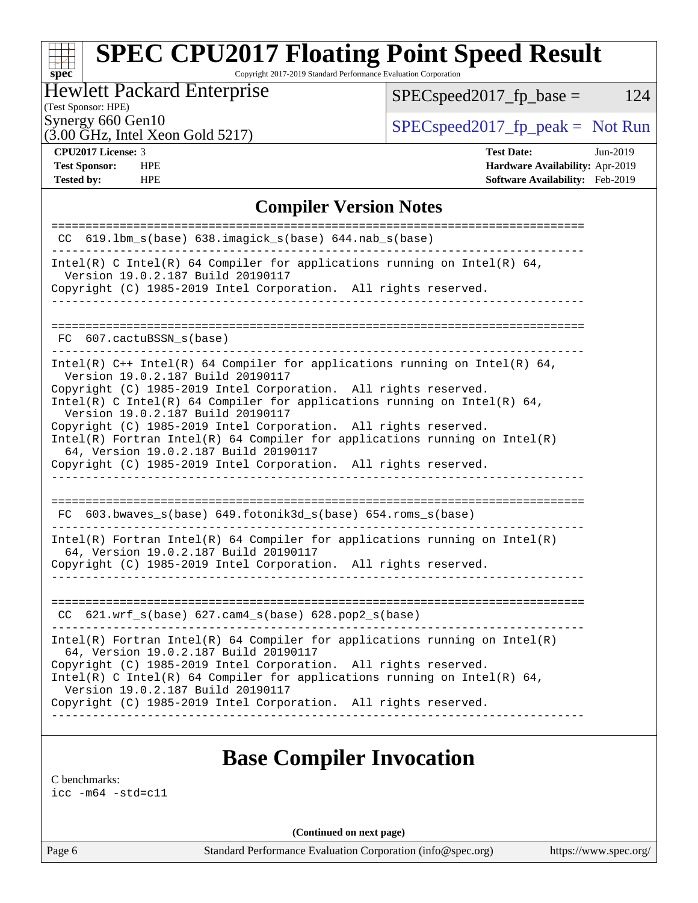## Compiler Version Notes

```
==============================================================================
 CC  619.lbm_s(base) 638.imagick_s(base) 644.nab_s(base)
------------------------------------------------------------------------------
Intel(R) C Intel(R) 64 Compiler for applications running on Intel(R) 64,
  Version 19.0.2.187 Build 20190117
Copyright (C) 1985-2019 Intel Corporation.  All rights reserved.
------------------------------------------------------------------------------

==============================================================================
 FC  607.cactuBSSN_s(base)
------------------------------------------------------------------------------
Intel(R) C++ Intel(R) 64 Compiler for applications running on Intel(R) 64,
  Version 19.0.2.187 Build 20190117
Copyright (C) 1985-2019 Intel Corporation.  All rights reserved.
Intel(R) C Intel(R) 64 Compiler for applications running on Intel(R) 64,
  Version 19.0.2.187 Build 20190117
Copyright (C) 1985-2019 Intel Corporation.  All rights reserved.
Intel(R) Fortran Intel(R) 64 Compiler for applications running on Intel(R)
  64, Version 19.0.2.187 Build 20190117
Copyright (C) 1985-2019 Intel Corporation.  All rights reserved.
------------------------------------------------------------------------------

==============================================================================
 FC  603.bwaves_s(base) 649.fotonik3d_s(base) 654.roms_s(base)
------------------------------------------------------------------------------
Intel(R) Fortran Intel(R) 64 Compiler for applications running on Intel(R)
  64, Version 19.0.2.187 Build 20190117
Copyright (C) 1985-2019 Intel Corporation.  All rights reserved.
------------------------------------------------------------------------------

==============================================================================
 CC  621.wrf_s(base) 627.cam4_s(base) 628.pop2_s(base)
------------------------------------------------------------------------------
Intel(R) Fortran Intel(R) 64 Compiler for applications running on Intel(R)
  64, Version 19.0.2.187 Build 20190117
Copyright (C) 1985-2019 Intel Corporation.  All rights reserved.
Intel(R) C Intel(R) 64 Compiler for applications running on Intel(R) 64,
  Version 19.0.2.187 Build 20190117
Copyright (C) 1985-2019 Intel Corporation.  All rights reserved.
------------------------------------------------------------------------------
```

## Base Compiler Invocation

C benchmarks:
icc -m64 -std=c11

(Continued on next page)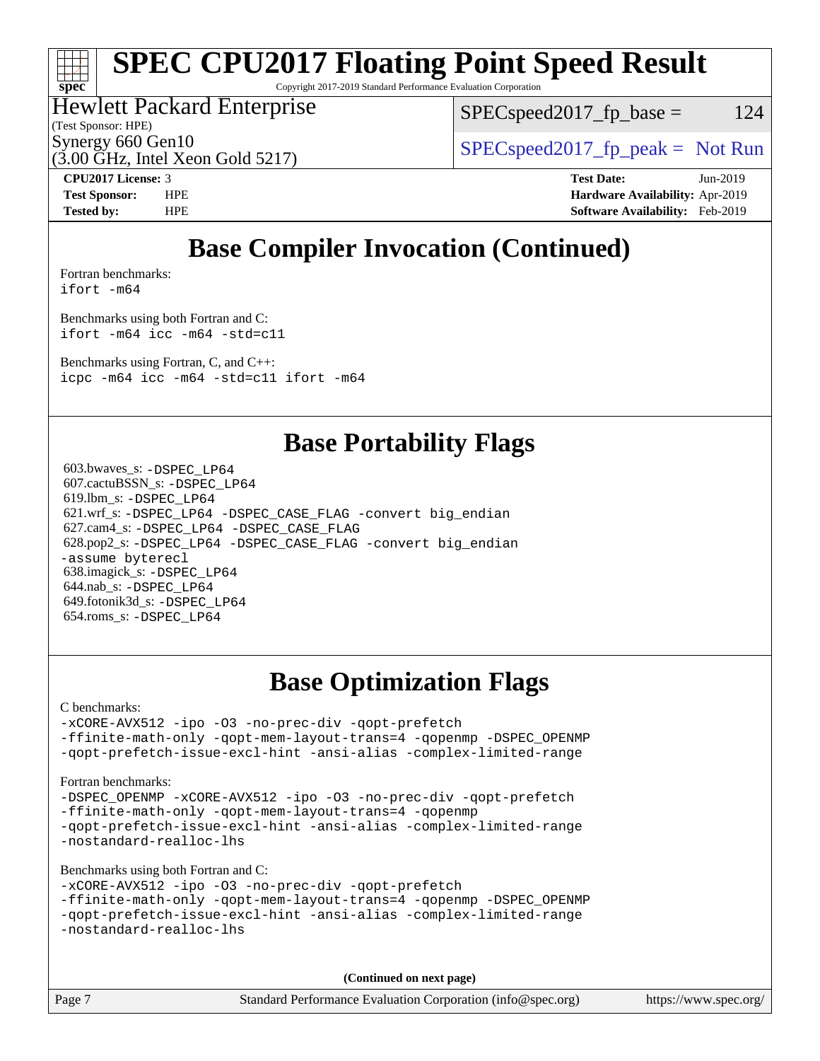# Base Compiler Invocation (Continued)

Fortran benchmarks:
```
ifort -m64
```

Benchmarks using both Fortran and C:
```
ifort -m64 icc -m64 -std=c11
```

Benchmarks using Fortran, C, and C++:
```
icpc -m64 icc -m64 -std=c11 ifort -m64
```

# Base Portability Flags

603.bwaves_s: `-DSPEC_LP64`
607.cactuBSSN_s: `-DSPEC_LP64`
619.lbm_s: `-DSPEC_LP64`
621.wrf_s: `-DSPEC_LP64 -DSPEC_CASE_FLAG -convert big_endian`
627.cam4_s: `-DSPEC_LP64 -DSPEC_CASE_FLAG`
628.pop2_s: `-DSPEC_LP64 -DSPEC_CASE_FLAG -convert big_endian -assume byterecl`
638.imagick_s: `-DSPEC_LP64`
644.nab_s: `-DSPEC_LP64`
649.fotonik3d_s: `-DSPEC_LP64`
654.roms_s: `-DSPEC_LP64`

# Base Optimization Flags

C benchmarks:
```
-xCORE-AVX512 -ipo -O3 -no-prec-div -qopt-prefetch
-ffinite-math-only -qopt-mem-layout-trans=4 -qopenmp -DSPEC_OPENMP
-qopt-prefetch-issue-excl-hint -ansi-alias -complex-limited-range
```

Fortran benchmarks:
```
-DSPEC_OPENMP -xCORE-AVX512 -ipo -O3 -no-prec-div -qopt-prefetch
-ffinite-math-only -qopt-mem-layout-trans=4 -qopenmp
-qopt-prefetch-issue-excl-hint -ansi-alias -complex-limited-range
-nostandard-realloc-lhs
```

Benchmarks using both Fortran and C:
```
-xCORE-AVX512 -ipo -O3 -no-prec-div -qopt-prefetch
-ffinite-math-only -qopt-mem-layout-trans=4 -qopenmp -DSPEC_OPENMP
-qopt-prefetch-issue-excl-hint -ansi-alias -complex-limited-range
-nostandard-realloc-lhs
```

**(Continued on next page)**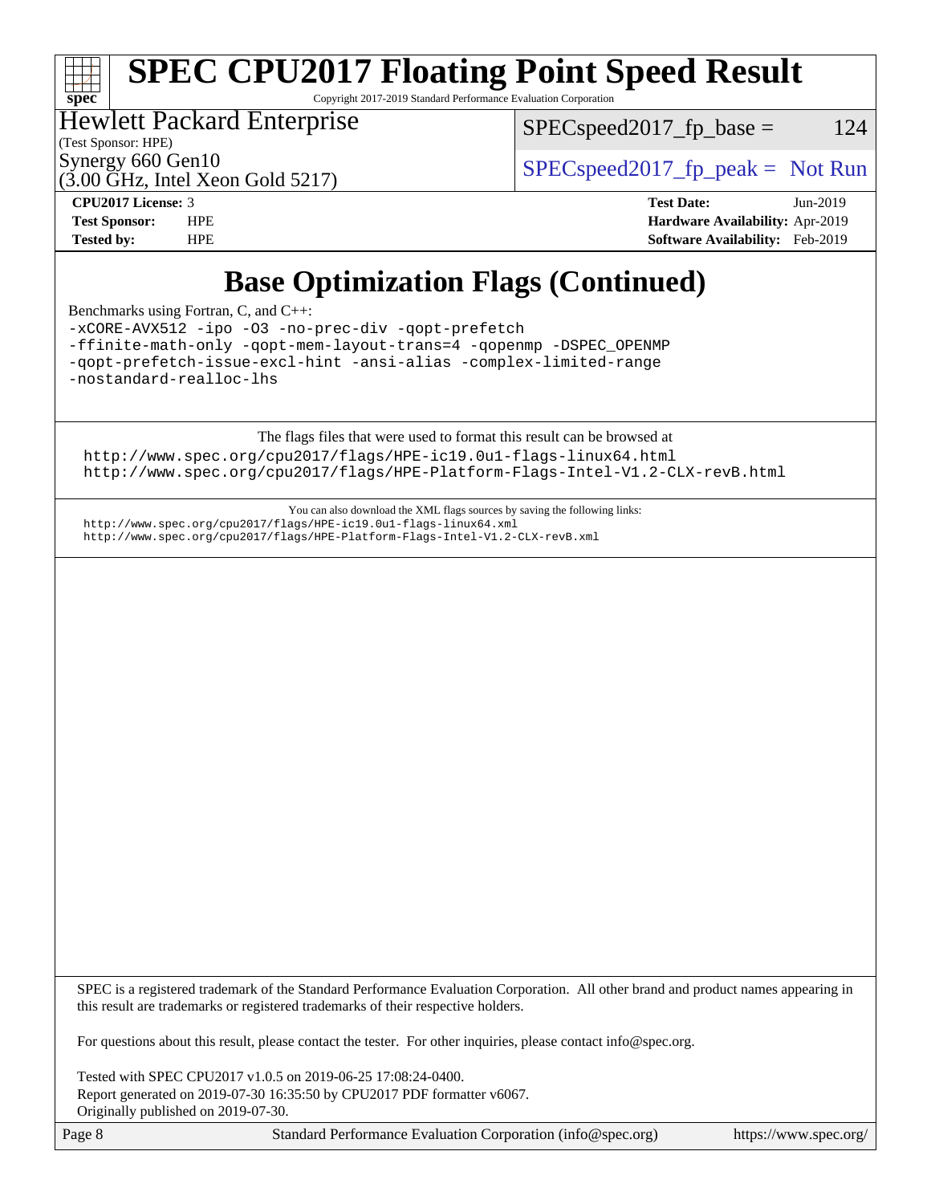# SPEC CPU2017 Floating Point Speed Result

Copyright 2017-2019 Standard Performance Evaluation Corporation

Hewlett Packard Enterprise
(Test Sponsor: HPE)
Synergy 660 Gen10
(3.00 GHz, Intel Xeon Gold 5217)

SPECspeed2017_fp_base = 124

SPECspeed2017_fp_peak = Not Run

**CPU2017 License:** 3
**Test Sponsor:** HPE
**Tested by:** HPE

**Test Date:** Jun-2019
**Hardware Availability:** Apr-2019
**Software Availability:** Feb-2019

## Base Optimization Flags (Continued)

Benchmarks using Fortran, C, and C++:

```
-xCORE-AVX512 -ipo -O3 -no-prec-div -qopt-prefetch
-ffinite-math-only -qopt-mem-layout-trans=4 -qopenmp -DSPEC_OPENMP
-qopt-prefetch-issue-excl-hint -ansi-alias -complex-limited-range
-nostandard-realloc-lhs
```

The flags files that were used to format this result can be browsed at

http://www.spec.org/cpu2017/flags/HPE-ic19.0u1-flags-linux64.html
http://www.spec.org/cpu2017/flags/HPE-Platform-Flags-Intel-V1.2-CLX-revB.html

You can also download the XML flags sources by saving the following links:

http://www.spec.org/cpu2017/flags/HPE-ic19.0u1-flags-linux64.xml
http://www.spec.org/cpu2017/flags/HPE-Platform-Flags-Intel-V1.2-CLX-revB.xml

SPEC is a registered trademark of the Standard Performance Evaluation Corporation. All other brand and product names appearing in this result are trademarks or registered trademarks of their respective holders.

For questions about this result, please contact the tester. For other inquiries, please contact info@spec.org.

Tested with SPEC CPU2017 v1.0.5 on 2019-06-25 17:08:24-0400.
Report generated on 2019-07-30 16:35:50 by CPU2017 PDF formatter v6067.
Originally published on 2019-07-30.